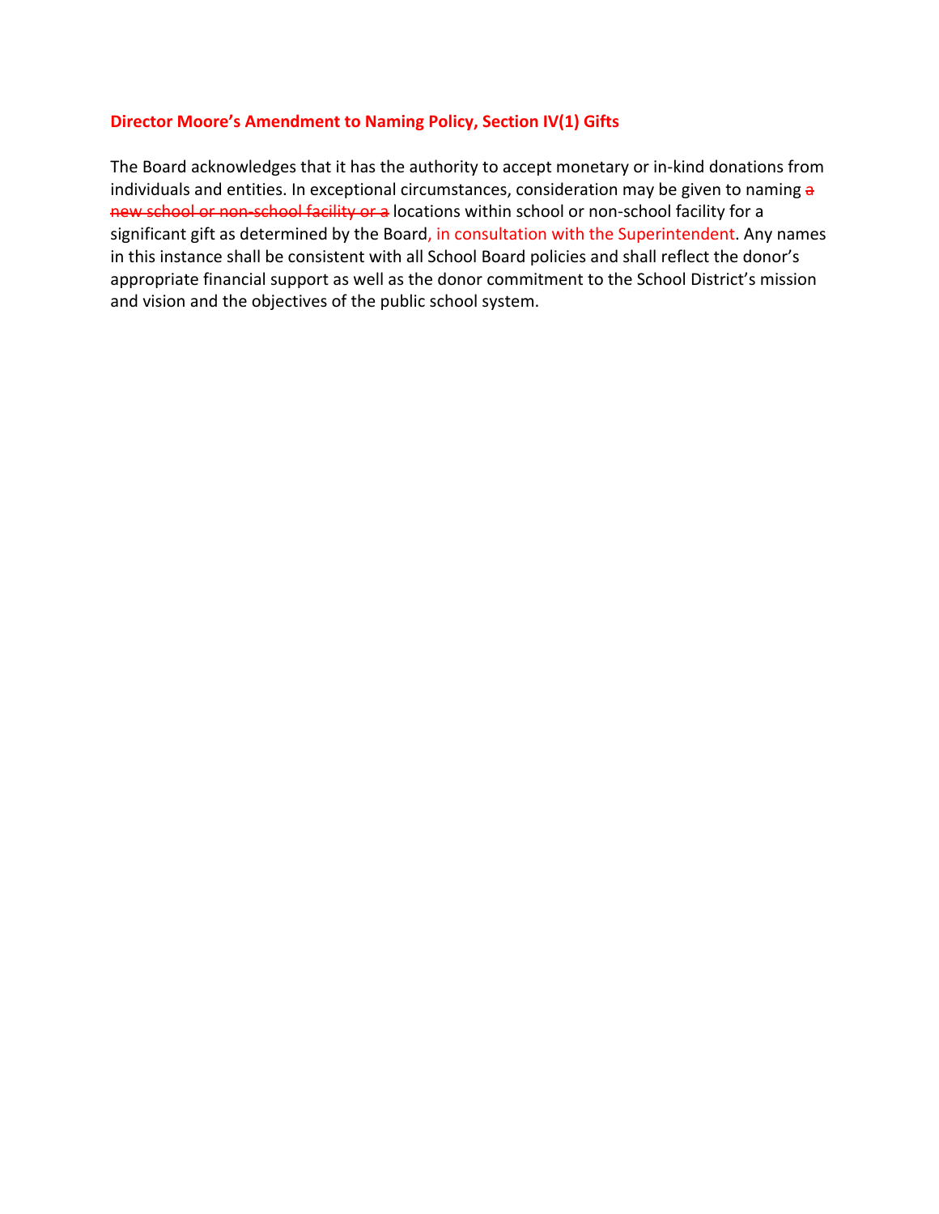**Director Moore's Amendment to Naming Policy, Section IV(1) Gifts**

The Board acknowledges that it has the authority to accept monetary or in-kind donations from individuals and entities. In exceptional circumstances, consideration may be given to naming ~~a new school or non-school facility or a~~ locations within school or non-school facility for a significant gift as determined by the Board, in consultation with the Superintendent. Any names in this instance shall be consistent with all School Board policies and shall reflect the donor's appropriate financial support as well as the donor commitment to the School District's mission and vision and the objectives of the public school system.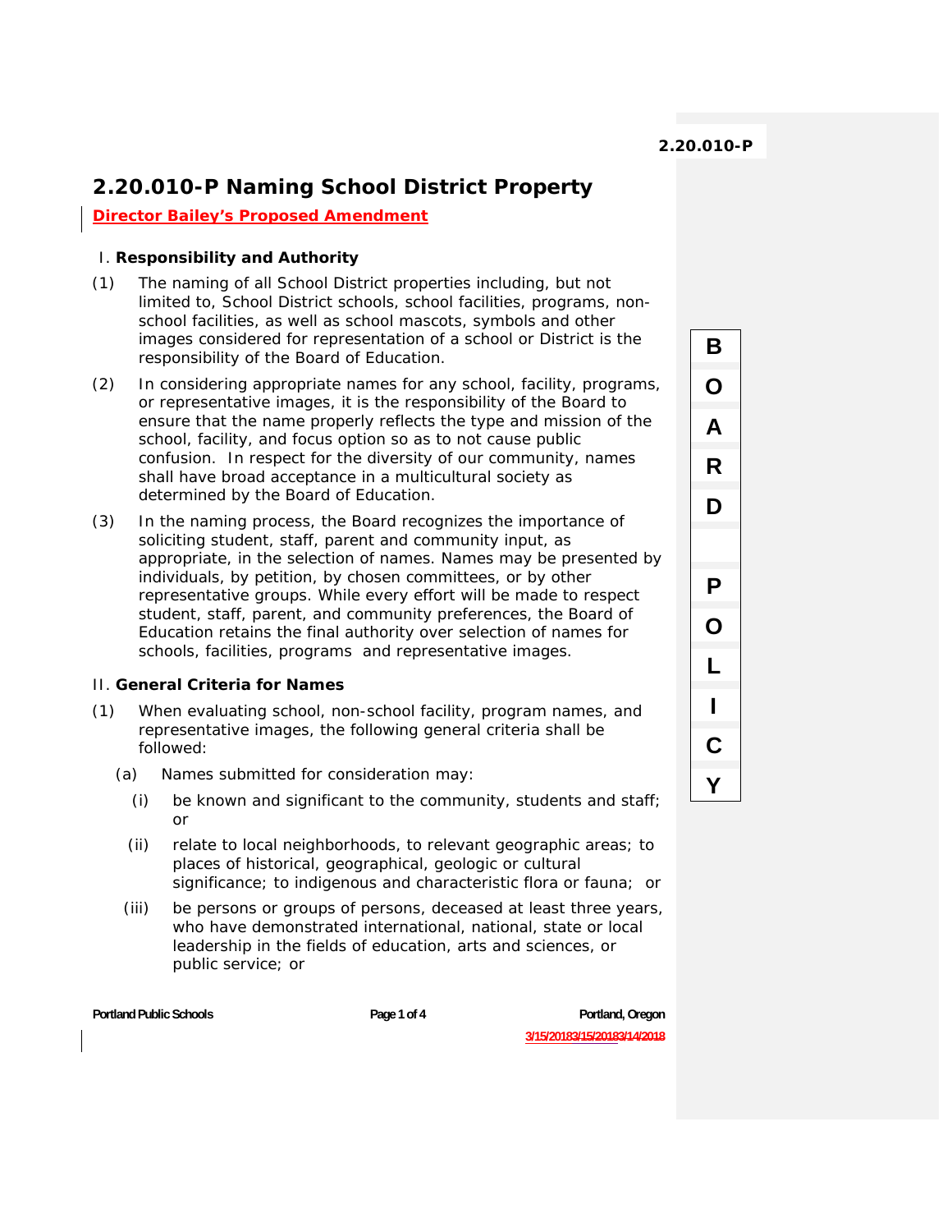# 2.20.010-P Naming School District Property

**Director Bailey's Proposed Amendment**

## I. Responsibility and Authority

(1) The naming of all School District properties including, but not limited to, School District schools, school facilities, programs, non-school facilities, as well as school mascots, symbols and other images considered for representation of a school or District is the responsibility of the Board of Education.

(2) In considering appropriate names for any school, facility, programs, or representative images, it is the responsibility of the Board to ensure that the name properly reflects the type and mission of the school, facility, and focus option so as to not cause public confusion. In respect for the diversity of our community, names shall have broad acceptance in a multicultural society as determined by the Board of Education.

(3) In the naming process, the Board recognizes the importance of soliciting student, staff, parent and community input, as appropriate, in the selection of names. Names may be presented by individuals, by petition, by chosen committees, or by other representative groups. While every effort will be made to respect student, staff, parent, and community preferences, the Board of Education retains the final authority over selection of names for schools, facilities, programs and representative images.

## II. General Criteria for Names

(1) When evaluating school, non-school facility, program names, and representative images, the following general criteria shall be followed:

(a) Names submitted for consideration may:

(i) be known and significant to the community, students and staff; or

(ii) relate to local neighborhoods, to relevant geographic areas; to places of historical, geographical, geologic or cultural significance; to indigenous and characteristic flora or fauna; or

(iii) be persons or groups of persons, deceased at least three years, who have demonstrated international, national, state or local leadership in the fields of education, arts and sciences, or public service; or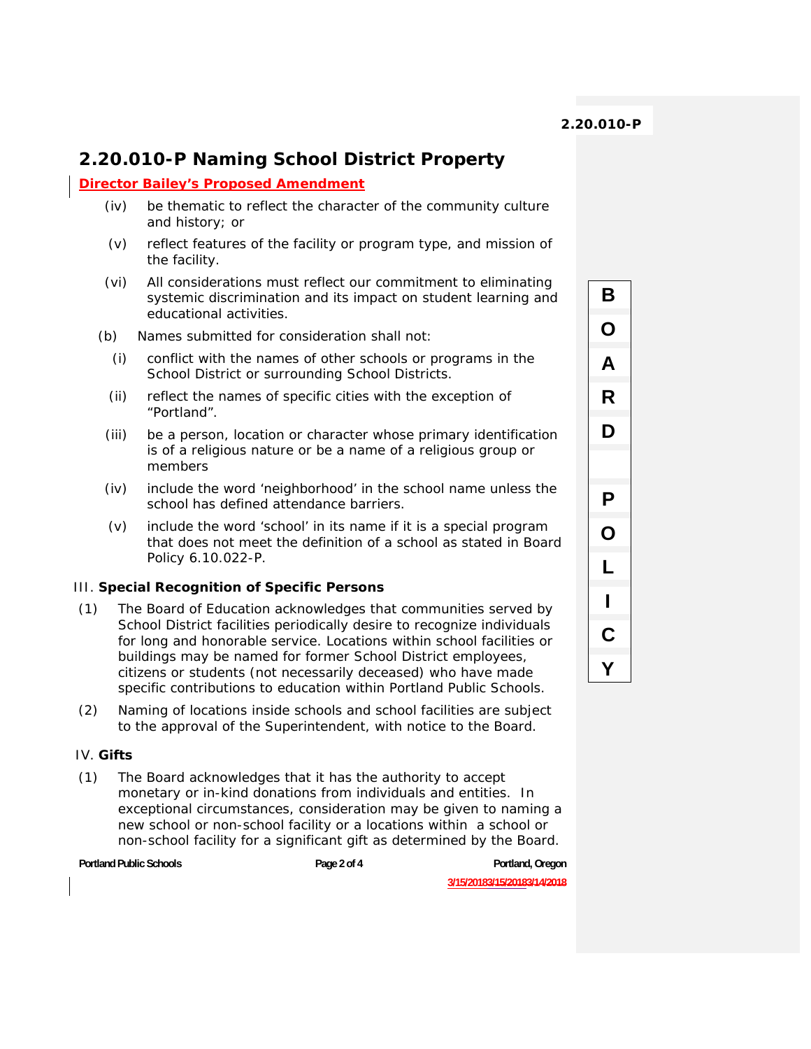# 2.20.010-P Naming School District Property

**Director Bailey's Proposed Amendment**

- (iv) be thematic to reflect the character of the community culture and history; or
- (v) reflect features of the facility or program type, and mission of the facility.
- (vi) All considerations must reflect our commitment to eliminating systemic discrimination and its impact on student learning and educational activities.

(b) Names submitted for consideration shall not:

- (i) conflict with the names of other schools or programs in the School District or surrounding School Districts.
- (ii) reflect the names of specific cities with the exception of "Portland".
- (iii) be a person, location or character whose primary identification is of a religious nature or be a name of a religious group or members
- (iv) include the word 'neighborhood' in the school name unless the school has defined attendance barriers.
- (v) include the word 'school' in its name if it is a special program that does not meet the definition of a school as stated in Board Policy 6.10.022-P.

## III. Special Recognition of Specific Persons

(1) The Board of Education acknowledges that communities served by School District facilities periodically desire to recognize individuals for long and honorable service. Locations within school facilities or buildings may be named for former School District employees, citizens or students (not necessarily deceased) who have made specific contributions to education within Portland Public Schools.

(2) Naming of locations inside schools and school facilities are subject to the approval of the Superintendent, with notice to the Board.

## IV. Gifts

(1) The Board acknowledges that it has the authority to accept monetary or in-kind donations from individuals and entities. In exceptional circumstances, consideration may be given to naming a new school or non-school facility or a locations within a school or non-school facility for a significant gift as determined by the Board.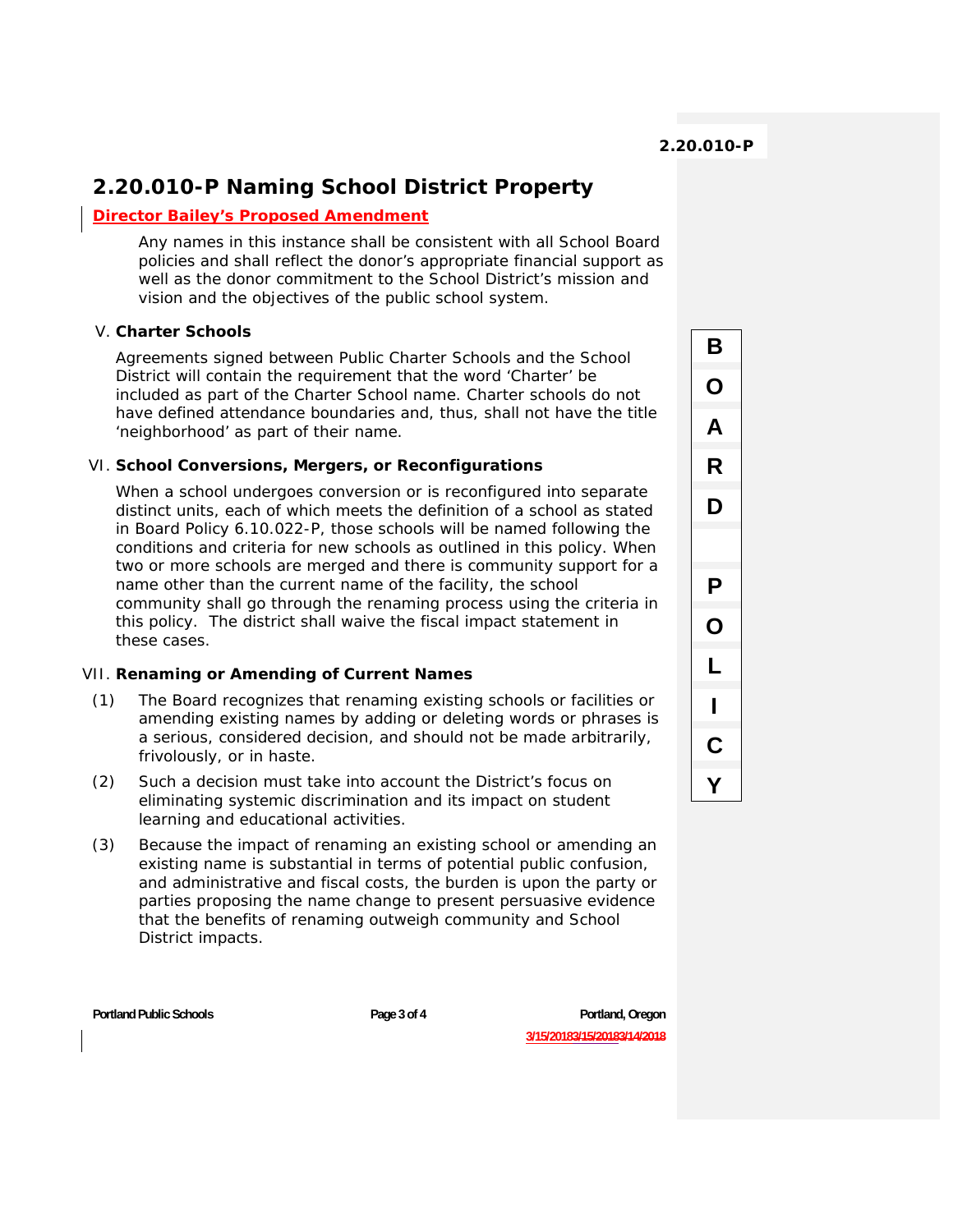# 2.20.010-P Naming School District Property

**Director Bailey's Proposed Amendment**

Any names in this instance shall be consistent with all School Board policies and shall reflect the donor's appropriate financial support as well as the donor commitment to the School District's mission and vision and the objectives of the public school system.

V. **Charter Schools**

Agreements signed between Public Charter Schools and the School District will contain the requirement that the word 'Charter' be included as part of the Charter School name. Charter schools do not have defined attendance boundaries and, thus, shall not have the title 'neighborhood' as part of their name.

VI. **School Conversions, Mergers, or Reconfigurations**

When a school undergoes conversion or is reconfigured into separate distinct units, each of which meets the definition of a school as stated in Board Policy 6.10.022-P, those schools will be named following the conditions and criteria for new schools as outlined in this policy. When two or more schools are merged and there is community support for a name other than the current name of the facility, the school community shall go through the renaming process using the criteria in this policy. The district shall waive the fiscal impact statement in these cases.

VII. **Renaming or Amending of Current Names**

(1) The Board recognizes that renaming existing schools or facilities or amending existing names by adding or deleting words or phrases is a serious, considered decision, and should not be made arbitrarily, frivolously, or in haste.

(2) Such a decision must take into account the District's focus on eliminating systemic discrimination and its impact on student learning and educational activities.

(3) Because the impact of renaming an existing school or amending an existing name is substantial in terms of potential public confusion, and administrative and fiscal costs, the burden is upon the party or parties proposing the name change to present persuasive evidence that the benefits of renaming outweigh community and School District impacts.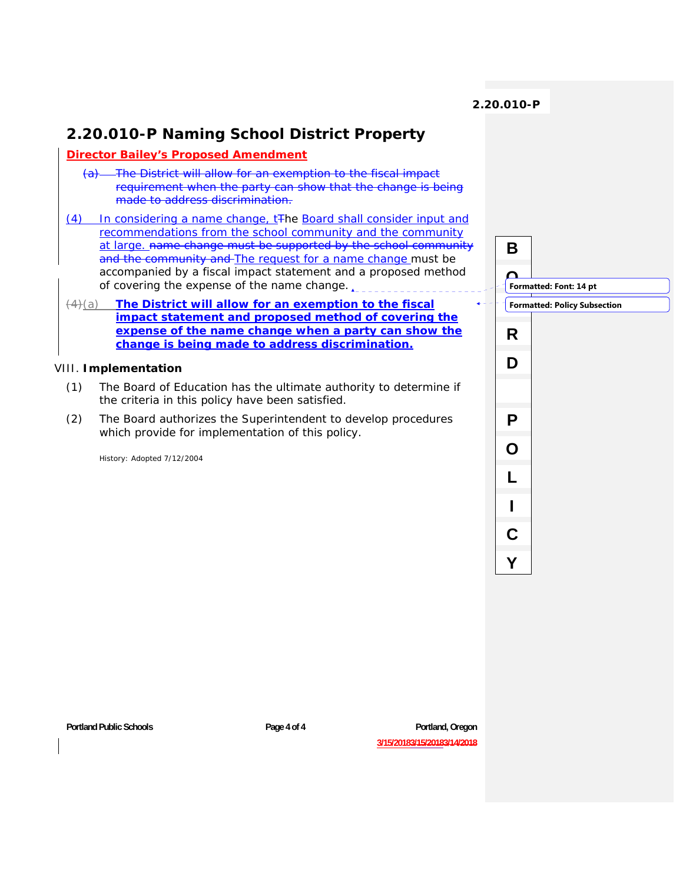# 2.20.010-P Naming School District Property

**Director Bailey's Proposed Amendment**

~~(a) The District will allow for an exemption to the fiscal impact requirement when the party can show that the change is being made to address discrimination.~~

(4) In considering a name change, t~~T~~he Board shall consider input and recommendations from the school community and the community at large. ~~name change must be supported by the school community and the community and~~ The request for a name change must be accompanied by a fiscal impact statement and a proposed method of covering the expense of the name change.

~~(4)~~(a) **The District will allow for an exemption to the fiscal impact statement and proposed method of covering the expense of the name change when a party can show the change is being made to address discrimination.**

VIII. **Implementation**

(1) The Board of Education has the ultimate authority to determine if the criteria in this policy have been satisfied.

(2) The Board authorizes the Superintendent to develop procedures which provide for implementation of this policy.

History: Adopted 7/12/2004